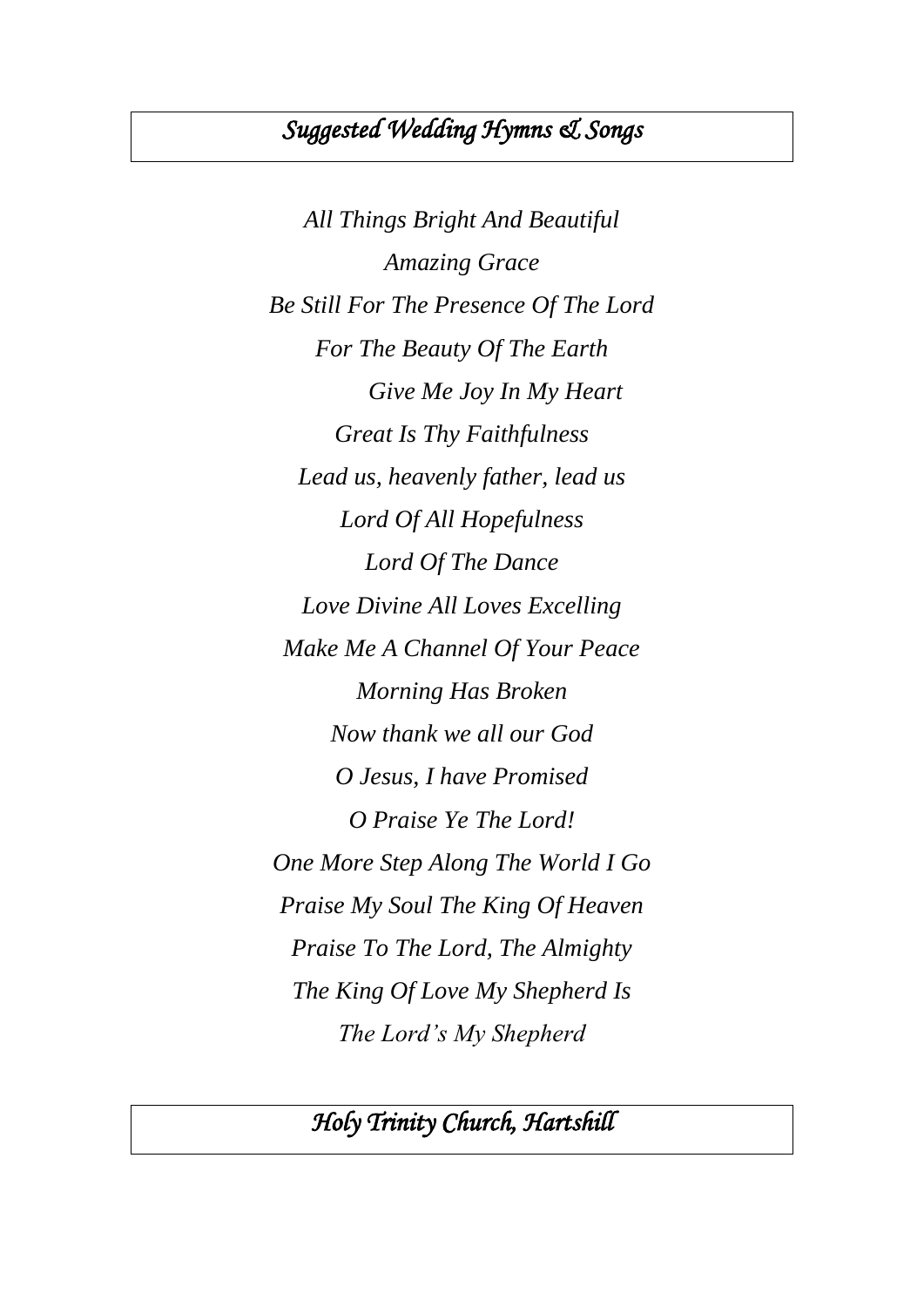# *Suggested Wedding Hymns & Songs*

*All Things Bright And Beautiful*

*Amazing Grace*

*Be Still For The Presence Of The Lord*

*For The Beauty Of The Earth*

*Give Me Joy In My Heart*

*Great Is Thy Faithfulness*

*Lead us, heavenly father, lead us*

*Lord Of All Hopefulness*

*Lord Of The Dance*

*Love Divine All Loves Excelling*

*Make Me A Channel Of Your Peace*

*Morning Has Broken*

*Now thank we all our God*

*O Jesus, I have Promised*

*O Praise Ye The Lord!*

*One More Step Along The World I Go*

*Praise My Soul The King Of Heaven*

*Praise To The Lord, The Almighty*

*The King Of Love My Shepherd Is*

*The Lord's My Shepherd*

*Holy Trinity Church, Hartshill*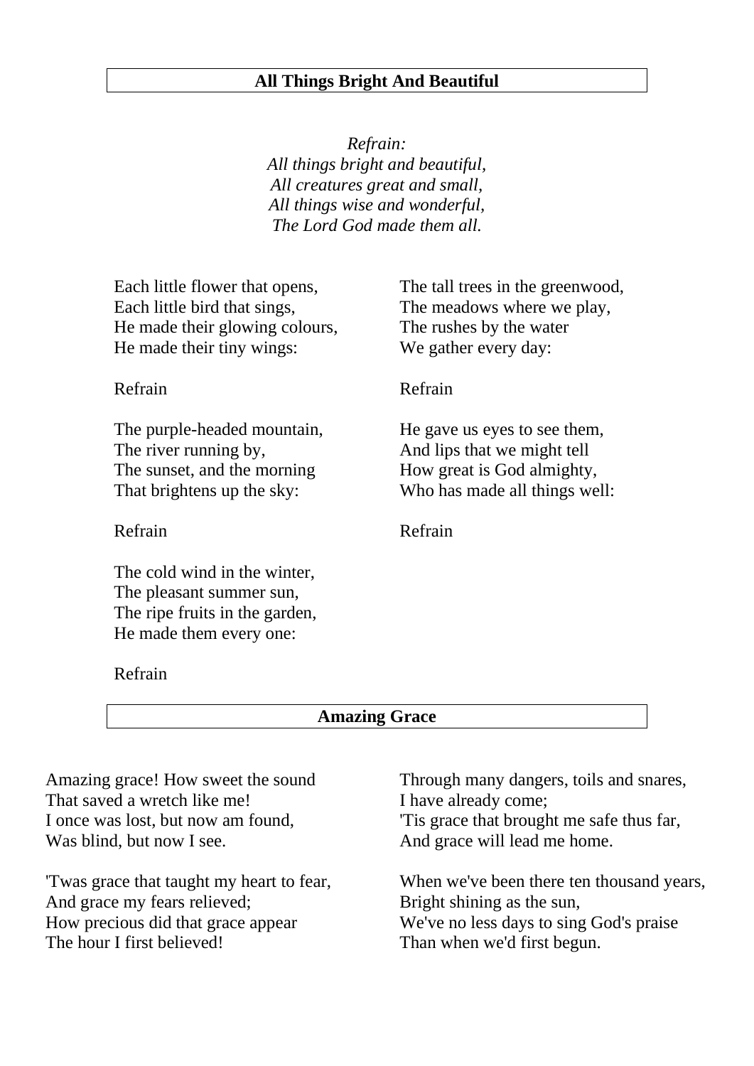## All Things Bright And Beautiful

*Refrain:*
*All things bright and beautiful,*
*All creatures great and small,*
*All things wise and wonderful,*
*The Lord God made them all.*

Each little flower that opens,
Each little bird that sings,
He made their glowing colours,
He made their tiny wings:

Refrain

The purple-headed mountain,
The river running by,
The sunset, and the morning
That brightens up the sky:

Refrain

The cold wind in the winter,
The pleasant summer sun,
The ripe fruits in the garden,
He made them every one:

Refrain

The tall trees in the greenwood,
The meadows where we play,
The rushes by the water
We gather every day:

Refrain

He gave us eyes to see them,
And lips that we might tell
How great is God almighty,
Who has made all things well:

Refrain

## Amazing Grace

Amazing grace! How sweet the sound
That saved a wretch like me!
I once was lost, but now am found,
Was blind, but now I see.

'Twas grace that taught my heart to fear,
And grace my fears relieved;
How precious did that grace appear
The hour I first believed!

Through many dangers, toils and snares,
I have already come;
'Tis grace that brought me safe thus far,
And grace will lead me home.

When we've been there ten thousand years,
Bright shining as the sun,
We've no less days to sing God's praise
Than when we'd first begun.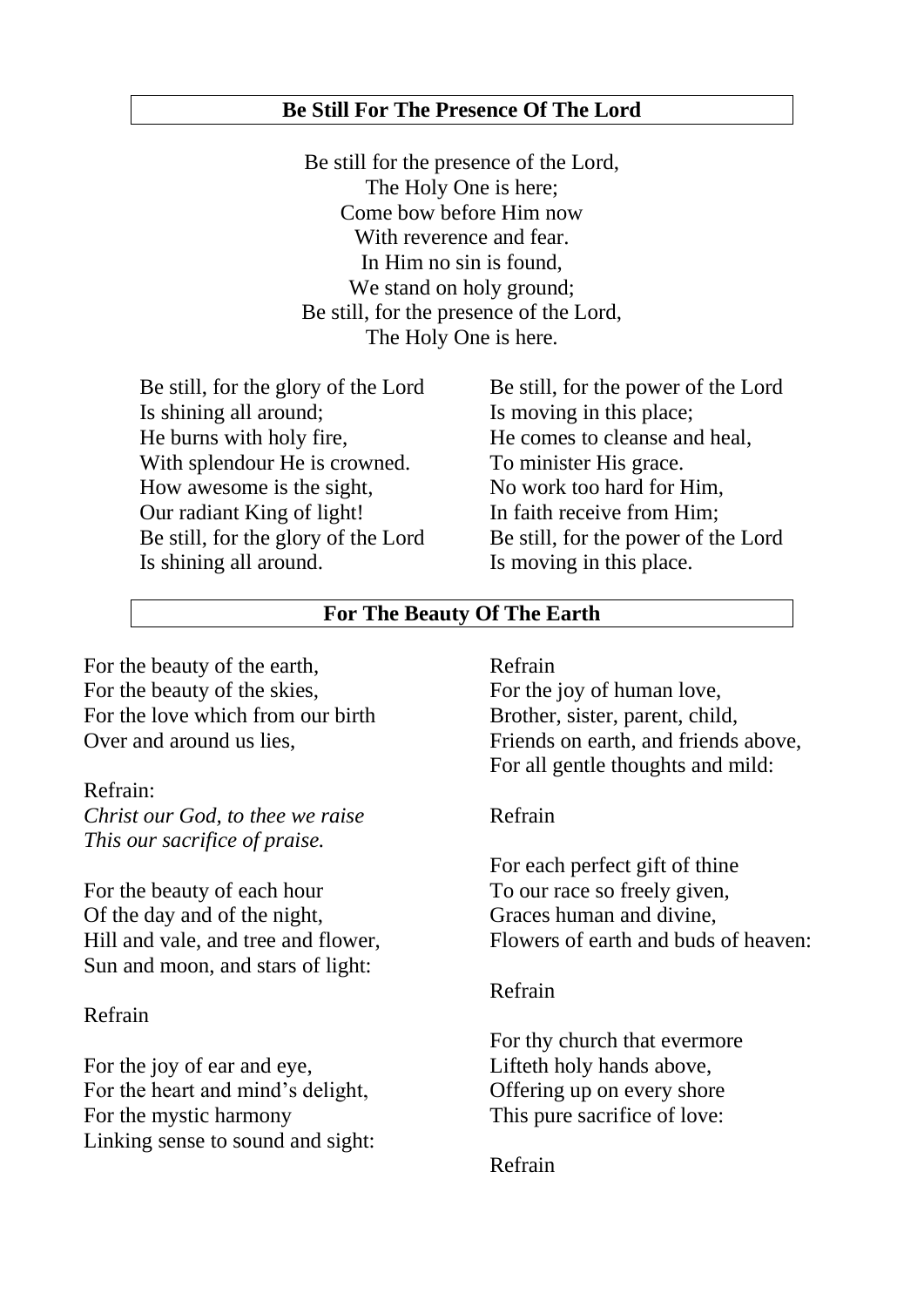## Be Still For The Presence Of The Lord

Be still for the presence of the Lord,  
The Holy One is here;  
Come bow before Him now  
With reverence and fear.  
In Him no sin is found,  
We stand on holy ground;  
Be still, for the presence of the Lord,  
The Holy One is here.

Be still, for the glory of the Lord  
Is shining all around;  
He burns with holy fire,  
With splendour He is crowned.  
How awesome is the sight,  
Our radiant King of light!  
Be still, for the glory of the Lord  
Is shining all around.

Be still, for the power of the Lord  
Is moving in this place;  
He comes to cleanse and heal,  
To minister His grace.  
No work too hard for Him,  
In faith receive from Him;  
Be still, for the power of the Lord  
Is moving in this place.

## For The Beauty Of The Earth

For the beauty of the earth,  
For the beauty of the skies,  
For the love which from our birth  
Over and around us lies,

Refrain:  
*Christ our God, to thee we raise*  
*This our sacrifice of praise.*

For the beauty of each hour  
Of the day and of the night,  
Hill and vale, and tree and flower,  
Sun and moon, and stars of light:

Refrain

For the joy of ear and eye,  
For the heart and mind's delight,  
For the mystic harmony  
Linking sense to sound and sight:

Refrain  
For the joy of human love,  
Brother, sister, parent, child,  
Friends on earth, and friends above,  
For all gentle thoughts and mild:

Refrain

For each perfect gift of thine  
To our race so freely given,  
Graces human and divine,  
Flowers of earth and buds of heaven:

Refrain

For thy church that evermore  
Lifteth holy hands above,  
Offering up on every shore  
This pure sacrifice of love:

Refrain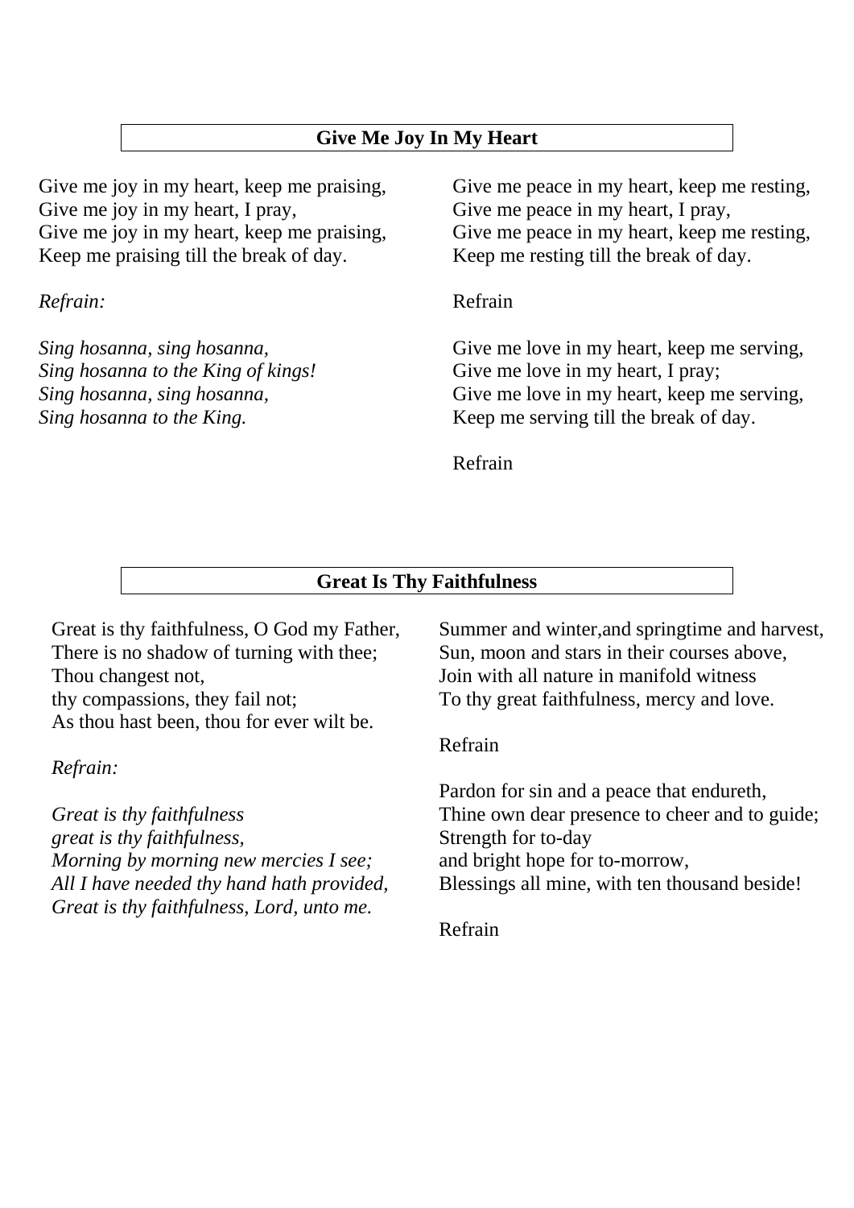## Give Me Joy In My Heart

Give me joy in my heart, keep me praising,
Give me joy in my heart, I pray,
Give me joy in my heart, keep me praising,
Keep me praising till the break of day.

*Refrain:*

*Sing hosanna, sing hosanna,*
*Sing hosanna to the King of kings!*
*Sing hosanna, sing hosanna,*
*Sing hosanna to the King.*

Give me peace in my heart, keep me resting,
Give me peace in my heart, I pray,
Give me peace in my heart, keep me resting,
Keep me resting till the break of day.

Refrain

Give me love in my heart, keep me serving,
Give me love in my heart, I pray;
Give me love in my heart, keep me serving,
Keep me serving till the break of day.

Refrain

## Great Is Thy Faithfulness

Great is thy faithfulness, O God my Father,
There is no shadow of turning with thee;
Thou changest not,
thy compassions, they fail not;
As thou hast been, thou for ever wilt be.

*Refrain:*

*Great is thy faithfulness*
*great is thy faithfulness,*
*Morning by morning new mercies I see;*
*All I have needed thy hand hath provided,*
*Great is thy faithfulness, Lord, unto me.*

Summer and winter,and springtime and harvest,
Sun, moon and stars in their courses above,
Join with all nature in manifold witness
To thy great faithfulness, mercy and love.

Refrain

Pardon for sin and a peace that endureth,
Thine own dear presence to cheer and to guide;
Strength for to-day
and bright hope for to-morrow,
Blessings all mine, with ten thousand beside!

Refrain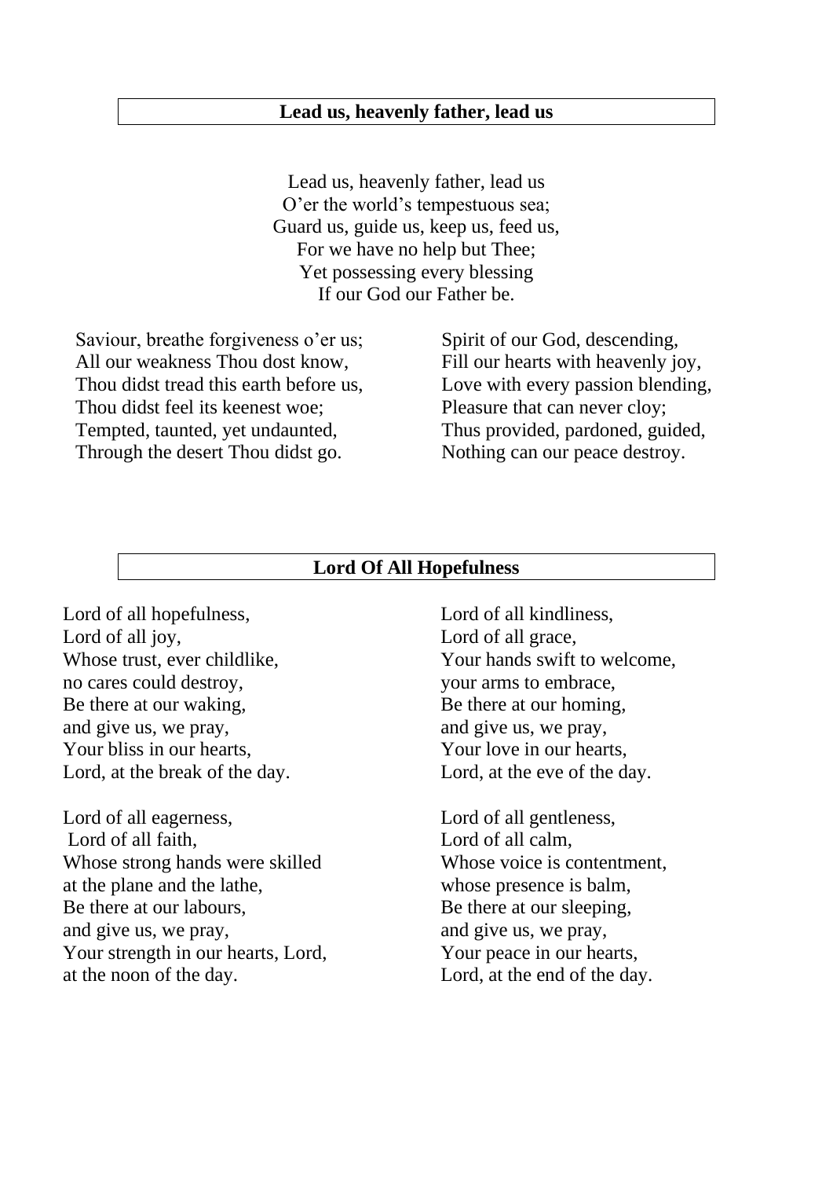## Lead us, heavenly father, lead us

Lead us, heavenly father, lead us
O'er the world's tempestuous sea;
Guard us, guide us, keep us, feed us,
For we have no help but Thee;
Yet possessing every blessing
If our God our Father be.

Saviour, breathe forgiveness o'er us;
All our weakness Thou dost know,
Thou didst tread this earth before us,
Thou didst feel its keenest woe;
Tempted, taunted, yet undaunted,
Through the desert Thou didst go.

Spirit of our God, descending,
Fill our hearts with heavenly joy,
Love with every passion blending,
Pleasure that can never cloy;
Thus provided, pardoned, guided,
Nothing can our peace destroy.

## Lord Of All Hopefulness

Lord of all hopefulness,
Lord of all joy,
Whose trust, ever childlike,
no cares could destroy,
Be there at our waking,
and give us, we pray,
Your bliss in our hearts,
Lord, at the break of the day.

Lord of all eagerness,
Lord of all faith,
Whose strong hands were skilled
at the plane and the lathe,
Be there at our labours,
and give us, we pray,
Your strength in our hearts, Lord,
at the noon of the day.

Lord of all kindliness,
Lord of all grace,
Your hands swift to welcome,
your arms to embrace,
Be there at our homing,
and give us, we pray,
Your love in our hearts,
Lord, at the eve of the day.

Lord of all gentleness,
Lord of all calm,
Whose voice is contentment,
whose presence is balm,
Be there at our sleeping,
and give us, we pray,
Your peace in our hearts,
Lord, at the end of the day.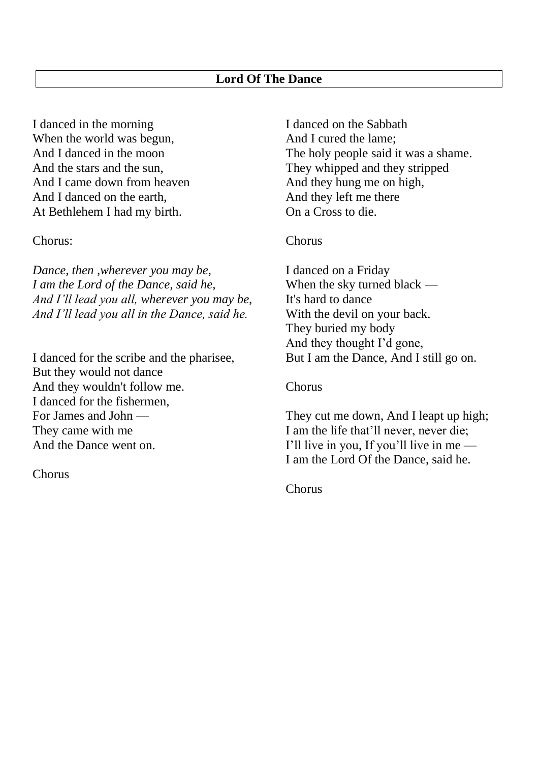## Lord Of The Dance

I danced in the morning
When the world was begun,
And I danced in the moon
And the stars and the sun,
And I came down from heaven
And I danced on the earth,
At Bethlehem I had my birth.

Chorus:

*Dance, then ,wherever you may be,*
*I am the Lord of the Dance, said he,*
*And I'll lead you all, wherever you may be,*
*And I'll lead you all in the Dance, said he.*

I danced for the scribe and the pharisee,
But they would not dance
And they wouldn't follow me.
I danced for the fishermen,
For James and John —
They came with me
And the Dance went on.

Chorus

I danced on the Sabbath
And I cured the lame;
The holy people said it was a shame.
They whipped and they stripped
And they hung me on high,
And they left me there
On a Cross to die.

Chorus

I danced on a Friday
When the sky turned black —
It's hard to dance
With the devil on your back.
They buried my body
And they thought I'd gone,
But I am the Dance, And I still go on.

Chorus

They cut me down, And I leapt up high;
I am the life that'll never, never die;
I'll live in you, If you'll live in me —
I am the Lord Of the Dance, said he.

Chorus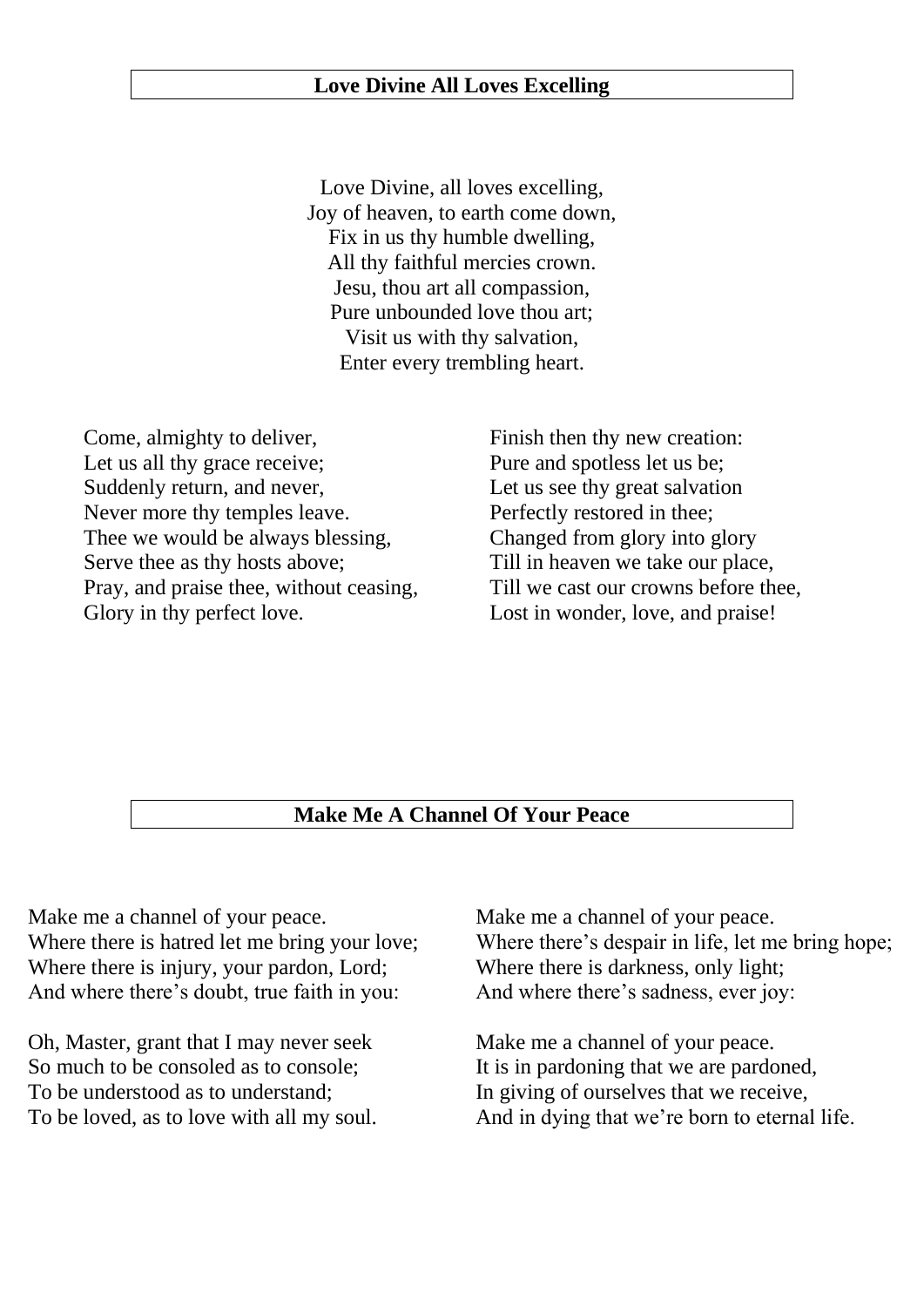## Love Divine All Loves Excelling

Love Divine, all loves excelling,
Joy of heaven, to earth come down,
Fix in us thy humble dwelling,
All thy faithful mercies crown.
Jesu, thou art all compassion,
Pure unbounded love thou art;
Visit us with thy salvation,
Enter every trembling heart.

Come, almighty to deliver,
Let us all thy grace receive;
Suddenly return, and never,
Never more thy temples leave.
Thee we would be always blessing,
Serve thee as thy hosts above;
Pray, and praise thee, without ceasing,
Glory in thy perfect love.

Finish then thy new creation:
Pure and spotless let us be;
Let us see thy great salvation
Perfectly restored in thee;
Changed from glory into glory
Till in heaven we take our place,
Till we cast our crowns before thee,
Lost in wonder, love, and praise!

## Make Me A Channel Of Your Peace

Make me a channel of your peace.
Where there is hatred let me bring your love;
Where there is injury, your pardon, Lord;
And where there's doubt, true faith in you:

Oh, Master, grant that I may never seek
So much to be consoled as to console;
To be understood as to understand;
To be loved, as to love with all my soul.

Make me a channel of your peace.
Where there's despair in life, let me bring hope;
Where there is darkness, only light;
And where there's sadness, ever joy:

Make me a channel of your peace.
It is in pardoning that we are pardoned,
In giving of ourselves that we receive,
And in dying that we're born to eternal life.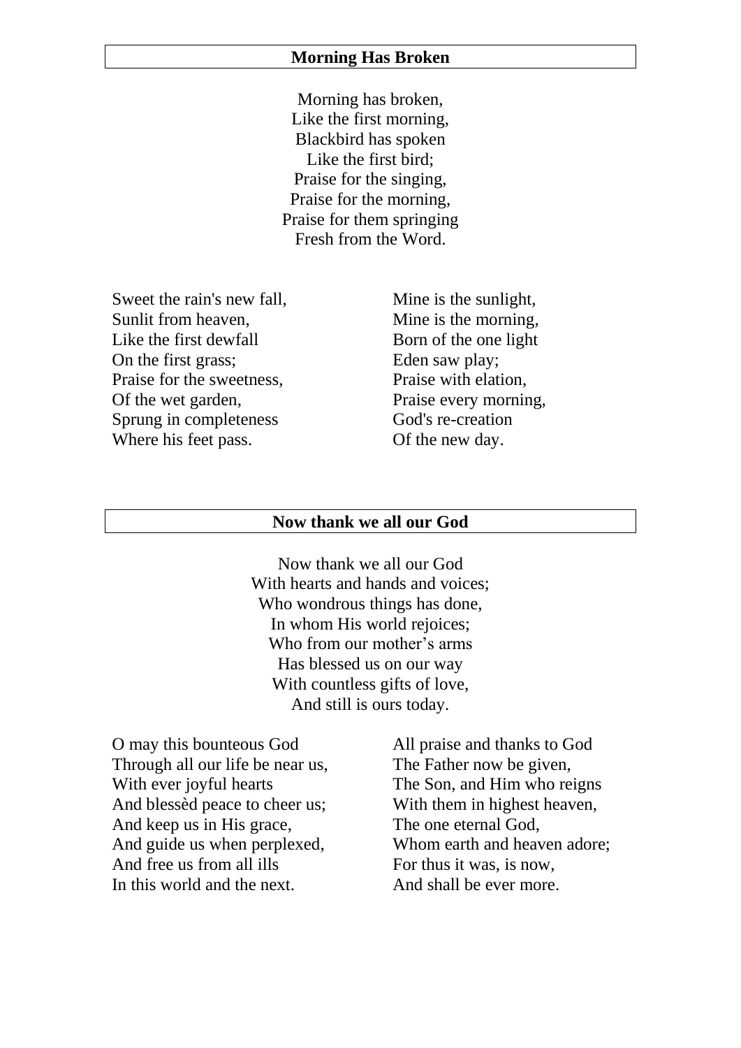## Morning Has Broken

Morning has broken,
Like the first morning,
Blackbird has spoken
Like the first bird;
Praise for the singing,
Praise for the morning,
Praise for them springing
Fresh from the Word.

Sweet the rain's new fall,
Sunlit from heaven,
Like the first dewfall
On the first grass;
Praise for the sweetness,
Of the wet garden,
Sprung in completeness
Where his feet pass.

Mine is the sunlight,
Mine is the morning,
Born of the one light
Eden saw play;
Praise with elation,
Praise every morning,
God's re-creation
Of the new day.

## Now thank we all our God

Now thank we all our God
With hearts and hands and voices;
Who wondrous things has done,
In whom His world rejoices;
Who from our mother's arms
Has blessed us on our way
With countless gifts of love,
And still is ours today.

O may this bounteous God
Through all our life be near us,
With ever joyful hearts
And blessèd peace to cheer us;
And keep us in His grace,
And guide us when perplexed,
And free us from all ills
In this world and the next.

All praise and thanks to God
The Father now be given,
The Son, and Him who reigns
With them in highest heaven,
The one eternal God,
Whom earth and heaven adore;
For thus it was, is now,
And shall be ever more.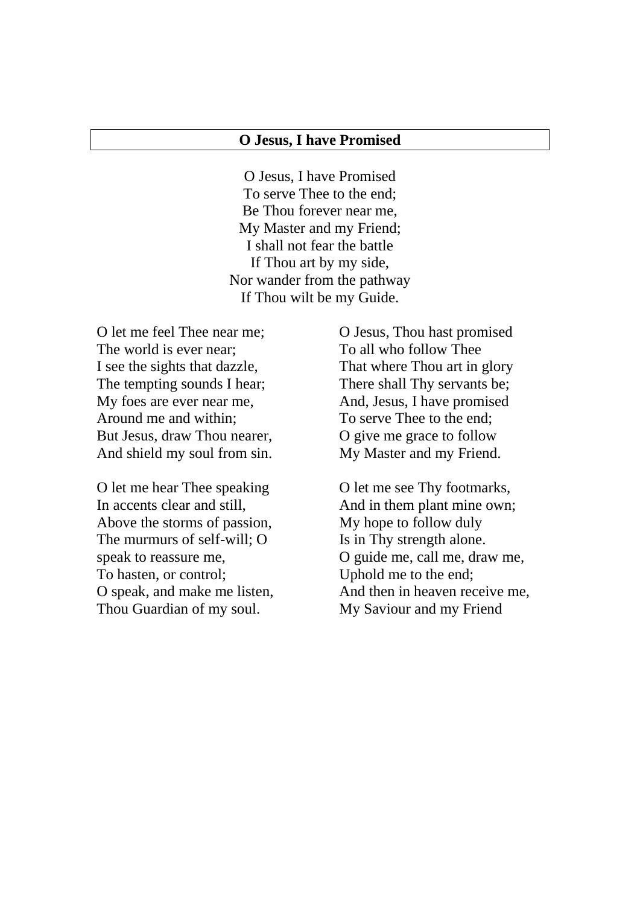**O Jesus, I have Promised**

O Jesus, I have Promised
To serve Thee to the end;
Be Thou forever near me,
My Master and my Friend;
I shall not fear the battle
If Thou art by my side,
Nor wander from the pathway
If Thou wilt be my Guide.

O let me feel Thee near me;
The world is ever near;
I see the sights that dazzle,
The tempting sounds I hear;
My foes are ever near me,
Around me and within;
But Jesus, draw Thou nearer,
And shield my soul from sin.

O let me hear Thee speaking
In accents clear and still,
Above the storms of passion,
The murmurs of self-will; O
speak to reassure me,
To hasten, or control;
O speak, and make me listen,
Thou Guardian of my soul.

O Jesus, Thou hast promised
To all who follow Thee
That where Thou art in glory
There shall Thy servants be;
And, Jesus, I have promised
To serve Thee to the end;
O give me grace to follow
My Master and my Friend.

O let me see Thy footmarks,
And in them plant mine own;
My hope to follow duly
Is in Thy strength alone.
O guide me, call me, draw me,
Uphold me to the end;
And then in heaven receive me,
My Saviour and my Friend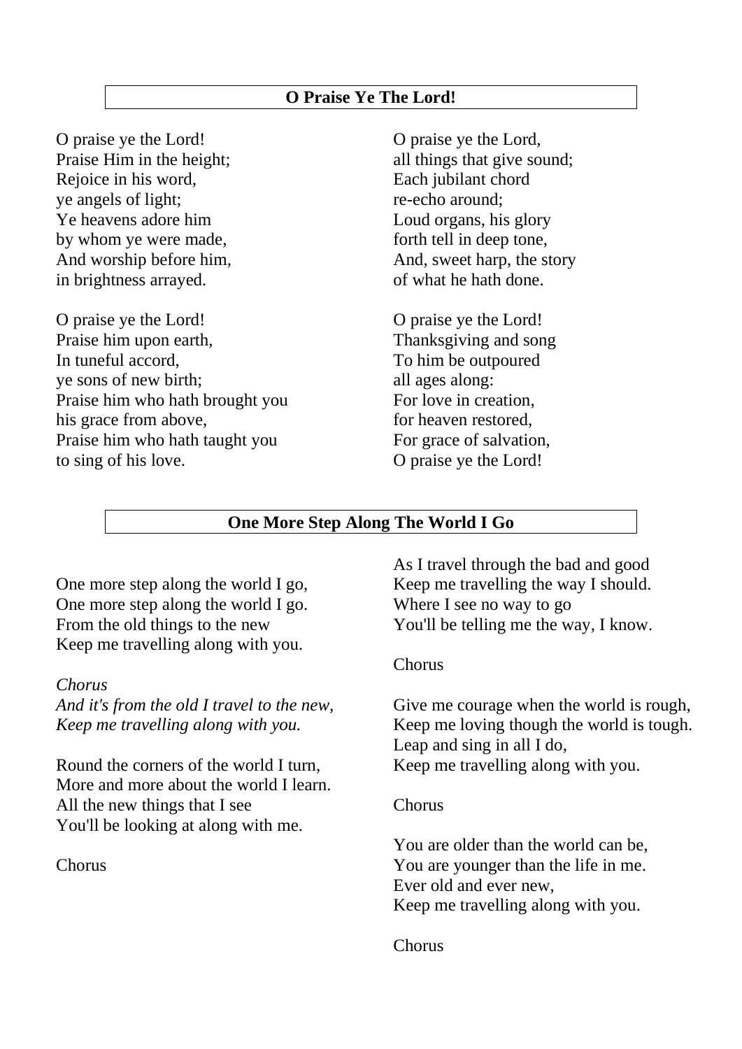## O Praise Ye The Lord!

O praise ye the Lord!
Praise Him in the height;
Rejoice in his word,
ye angels of light;
Ye heavens adore him
by whom ye were made,
And worship before him,
in brightness arrayed.

O praise ye the Lord!
Praise him upon earth,
In tuneful accord,
ye sons of new birth;
Praise him who hath brought you
his grace from above,
Praise him who hath taught you
to sing of his love.

O praise ye the Lord,
all things that give sound;
Each jubilant chord
re-echo around;
Loud organs, his glory
forth tell in deep tone,
And, sweet harp, the story
of what he hath done.

O praise ye the Lord!
Thanksgiving and song
To him be outpoured
all ages along:
For love in creation,
for heaven restored,
For grace of salvation,
O praise ye the Lord!

## One More Step Along The World I Go

One more step along the world I go,
One more step along the world I go.
From the old things to the new
Keep me travelling along with you.

*Chorus*
*And it's from the old I travel to the new,*
*Keep me travelling along with you.*

Round the corners of the world I turn,
More and more about the world I learn.
All the new things that I see
You'll be looking at along with me.

Chorus

As I travel through the bad and good
Keep me travelling the way I should.
Where I see no way to go
You'll be telling me the way, I know.

Chorus

Give me courage when the world is rough,
Keep me loving though the world is tough.
Leap and sing in all I do,
Keep me travelling along with you.

Chorus

You are older than the world can be,
You are younger than the life in me.
Ever old and ever new,
Keep me travelling along with you.

Chorus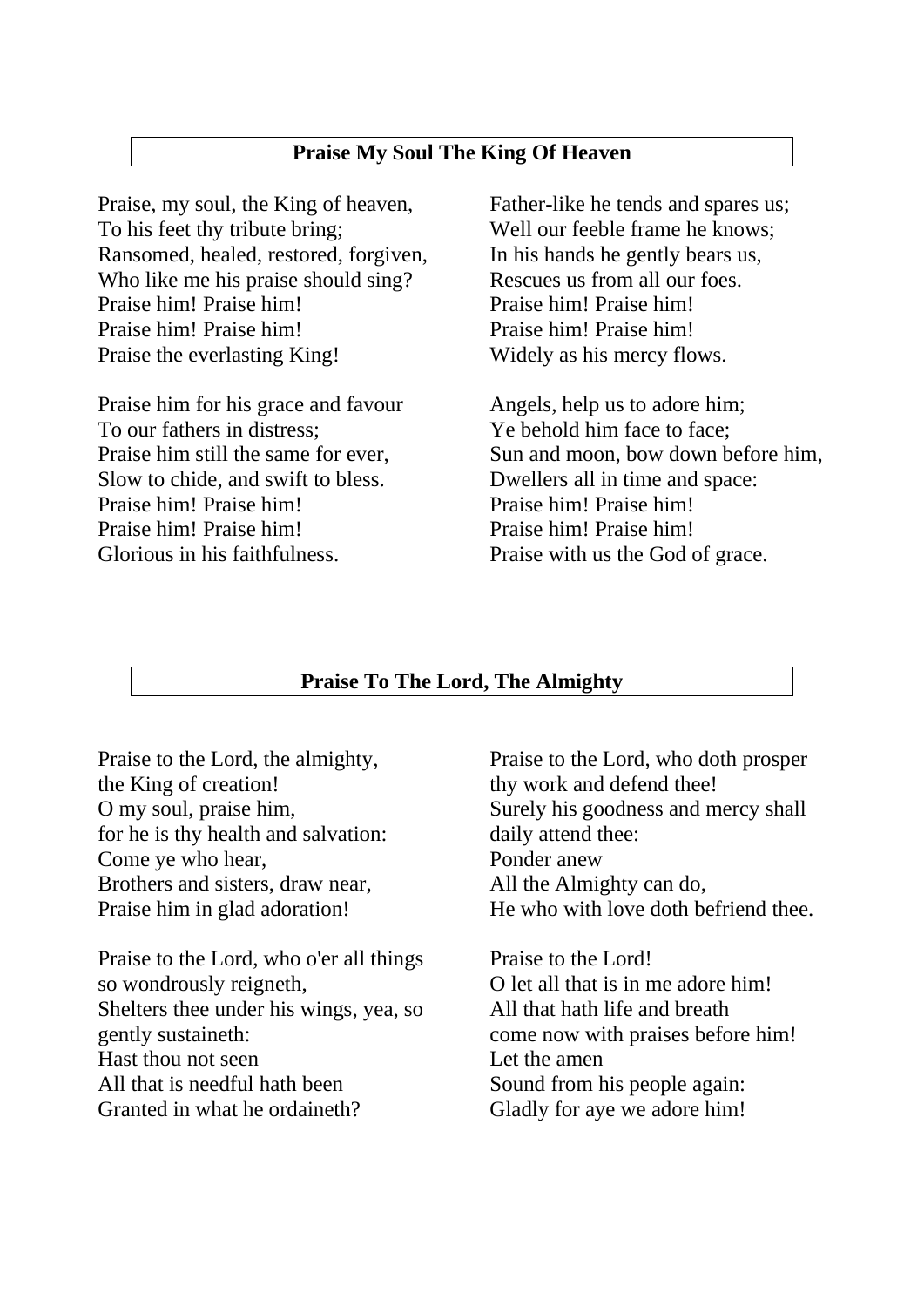## Praise My Soul The King Of Heaven

Praise, my soul, the King of heaven,
To his feet thy tribute bring;
Ransomed, healed, restored, forgiven,
Who like me his praise should sing?
Praise him! Praise him!
Praise him! Praise him!
Praise the everlasting King!

Praise him for his grace and favour
To our fathers in distress;
Praise him still the same for ever,
Slow to chide, and swift to bless.
Praise him! Praise him!
Praise him! Praise him!
Glorious in his faithfulness.

Father-like he tends and spares us;
Well our feeble frame he knows;
In his hands he gently bears us,
Rescues us from all our foes.
Praise him! Praise him!
Praise him! Praise him!
Widely as his mercy flows.

Angels, help us to adore him;
Ye behold him face to face;
Sun and moon, bow down before him,
Dwellers all in time and space:
Praise him! Praise him!
Praise him! Praise him!
Praise with us the God of grace.

## Praise To The Lord, The Almighty

Praise to the Lord, the almighty,
the King of creation!
O my soul, praise him,
for he is thy health and salvation:
Come ye who hear,
Brothers and sisters, draw near,
Praise him in glad adoration!

Praise to the Lord, who o'er all things
so wondrously reigneth,
Shelters thee under his wings, yea, so
gently sustaineth:
Hast thou not seen
All that is needful hath been
Granted in what he ordaineth?

Praise to the Lord, who doth prosper
thy work and defend thee!
Surely his goodness and mercy shall
daily attend thee:
Ponder anew
All the Almighty can do,
He who with love doth befriend thee.

Praise to the Lord!
O let all that is in me adore him!
All that hath life and breath
come now with praises before him!
Let the amen
Sound from his people again:
Gladly for aye we adore him!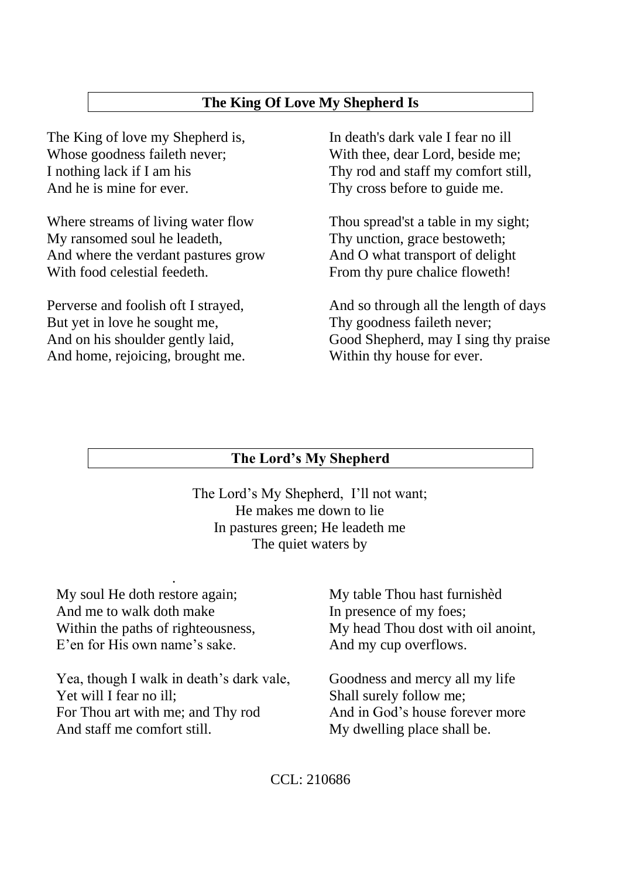## The King Of Love My Shepherd Is

The King of love my Shepherd is,
Whose goodness faileth never;
I nothing lack if I am his
And he is mine for ever.

Where streams of living water flow
My ransomed soul he leadeth,
And where the verdant pastures grow
With food celestial feedeth.

Perverse and foolish oft I strayed,
But yet in love he sought me,
And on his shoulder gently laid,
And home, rejoicing, brought me.

In death's dark vale I fear no ill
With thee, dear Lord, beside me;
Thy rod and staff my comfort still,
Thy cross before to guide me.

Thou spread'st a table in my sight;
Thy unction, grace bestoweth;
And O what transport of delight
From thy pure chalice floweth!

And so through all the length of days
Thy goodness faileth never;
Good Shepherd, may I sing thy praise
Within thy house for ever.

## The Lord's My Shepherd

The Lord's My Shepherd, I'll not want;
He makes me down to lie
In pastures green; He leadeth me
The quiet waters by

My soul He doth restore again;
And me to walk doth make
Within the paths of righteousness,
E'en for His own name's sake.

Yea, though I walk in death's dark vale,
Yet will I fear no ill;
For Thou art with me; and Thy rod
And staff me comfort still.

My table Thou hast furnishèd
In presence of my foes;
My head Thou dost with oil anoint,
And my cup overflows.

Goodness and mercy all my life
Shall surely follow me;
And in God's house forever more
My dwelling place shall be.

CCL: 210686